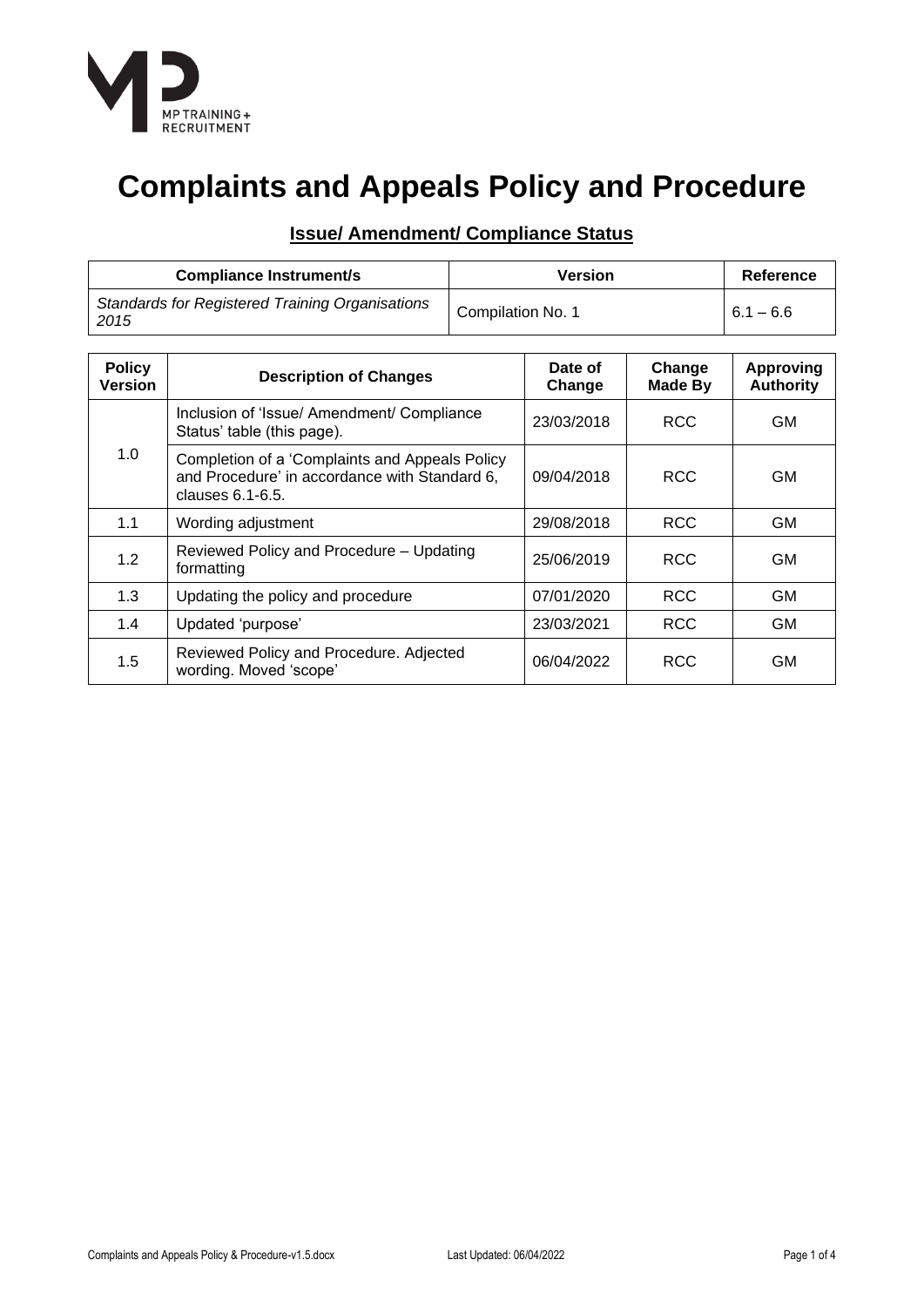# Complaints and Appeals Policy and Procedure

## Issue/ Amendment/ Compliance Status

| Compliance Instrument/s | Version | Reference |
|---|---|---|
| *Standards for Registered Training Organisations 2015* | Compilation No. 1 | 6.1 – 6.6 |

| Policy Version | Description of Changes | Date of Change | Change Made By | Approving Authority |
|---|---|---|---|---|
| 1.0 | Inclusion of 'Issue/ Amendment/ Compliance Status' table (this page). | 23/03/2018 | RCC | GM |
| | Completion of a 'Complaints and Appeals Policy and Procedure' in accordance with Standard 6, clauses 6.1-6.5. | 09/04/2018 | RCC | GM |
| 1.1 | Wording adjustment | 29/08/2018 | RCC | GM |
| 1.2 | Reviewed Policy and Procedure – Updating formatting | 25/06/2019 | RCC | GM |
| 1.3 | Updating the policy and procedure | 07/01/2020 | RCC | GM |
| 1.4 | Updated 'purpose' | 23/03/2021 | RCC | GM |
| 1.5 | Reviewed Policy and Procedure. Adjected wording. Moved 'scope' | 06/04/2022 | RCC | GM |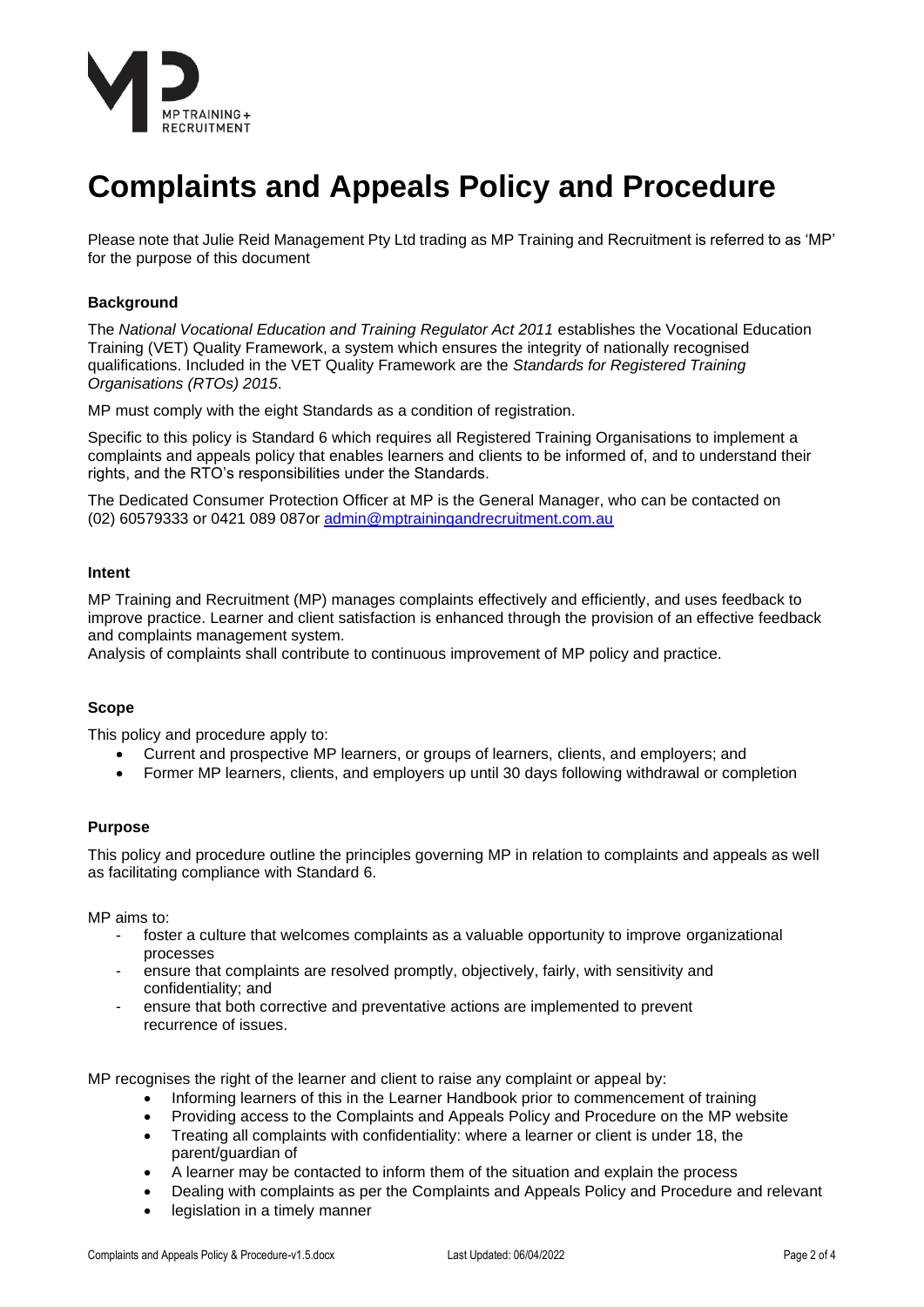# Complaints and Appeals Policy and Procedure

Please note that Julie Reid Management Pty Ltd trading as MP Training and Recruitment is referred to as 'MP' for the purpose of this document

**Background**

The *National Vocational Education and Training Regulator Act 2011* establishes the Vocational Education Training (VET) Quality Framework, a system which ensures the integrity of nationally recognised qualifications. Included in the VET Quality Framework are the *Standards for Registered Training Organisations (RTOs) 2015*.

MP must comply with the eight Standards as a condition of registration.

Specific to this policy is Standard 6 which requires all Registered Training Organisations to implement a complaints and appeals policy that enables learners and clients to be informed of, and to understand their rights, and the RTO's responsibilities under the Standards.

The Dedicated Consumer Protection Officer at MP is the General Manager, who can be contacted on (02) 60579333 or 0421 089 087or admin@mptrainingandrecruitment.com.au

**Intent**

MP Training and Recruitment (MP) manages complaints effectively and efficiently, and uses feedback to improve practice. Learner and client satisfaction is enhanced through the provision of an effective feedback and complaints management system.
Analysis of complaints shall contribute to continuous improvement of MP policy and practice.

**Scope**

This policy and procedure apply to:

- Current and prospective MP learners, or groups of learners, clients, and employers; and
- Former MP learners, clients, and employers up until 30 days following withdrawal or completion

**Purpose**

This policy and procedure outline the principles governing MP in relation to complaints and appeals as well as facilitating compliance with Standard 6.

MP aims to:

- foster a culture that welcomes complaints as a valuable opportunity to improve organizational processes
- ensure that complaints are resolved promptly, objectively, fairly, with sensitivity and confidentiality; and
- ensure that both corrective and preventative actions are implemented to prevent recurrence of issues.

MP recognises the right of the learner and client to raise any complaint or appeal by:

- Informing learners of this in the Learner Handbook prior to commencement of training
- Providing access to the Complaints and Appeals Policy and Procedure on the MP website
- Treating all complaints with confidentiality: where a learner or client is under 18, the parent/guardian of
- A learner may be contacted to inform them of the situation and explain the process
- Dealing with complaints as per the Complaints and Appeals Policy and Procedure and relevant
- legislation in a timely manner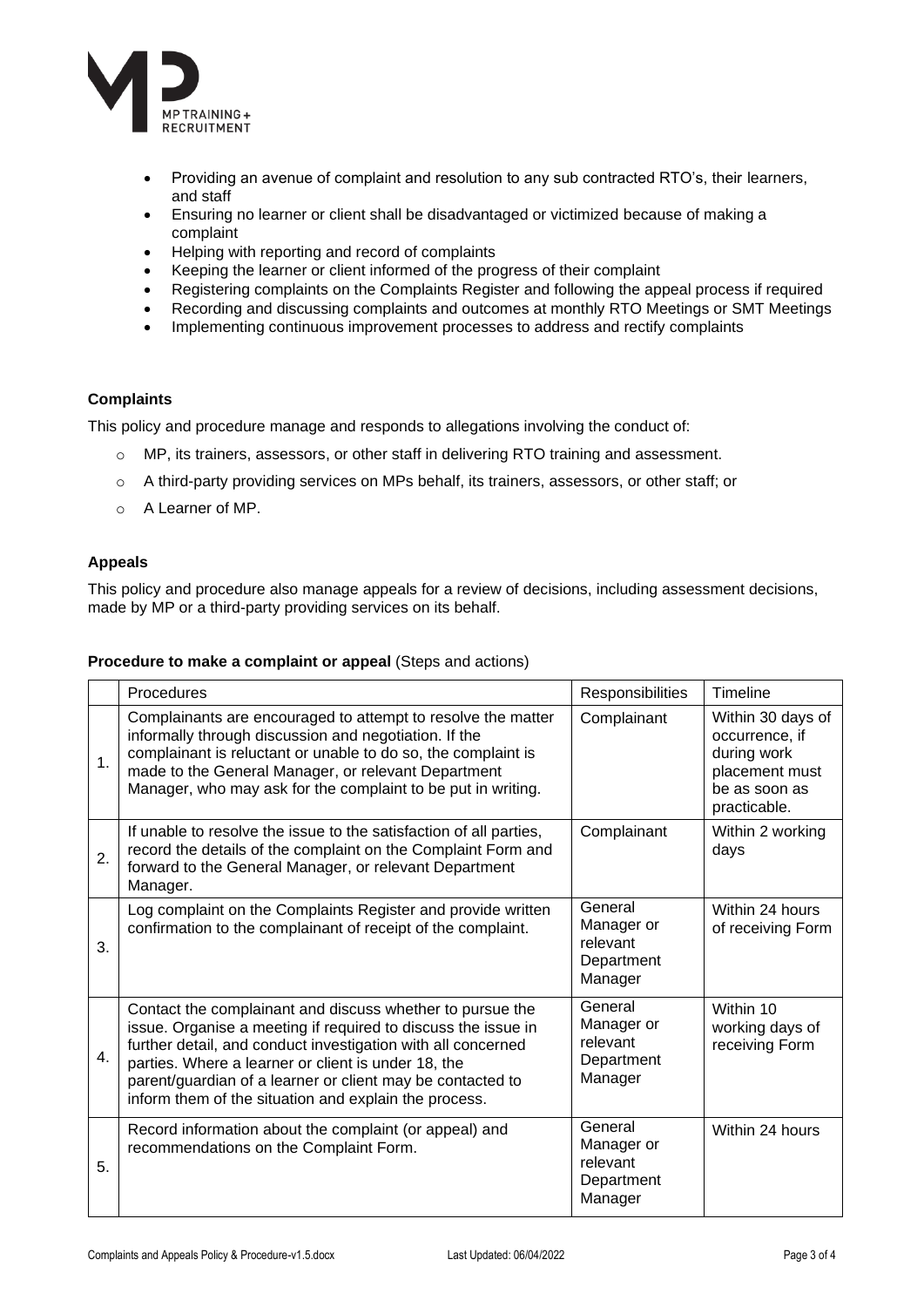- Providing an avenue of complaint and resolution to any sub contracted RTO's, their learners, and staff
- Ensuring no learner or client shall be disadvantaged or victimized because of making a complaint
- Helping with reporting and record of complaints
- Keeping the learner or client informed of the progress of their complaint
- Registering complaints on the Complaints Register and following the appeal process if required
- Recording and discussing complaints and outcomes at monthly RTO Meetings or SMT Meetings
- Implementing continuous improvement processes to address and rectify complaints

### Complaints

This policy and procedure manage and responds to allegations involving the conduct of:

- MP, its trainers, assessors, or other staff in delivering RTO training and assessment.
- A third-party providing services on MPs behalf, its trainers, assessors, or other staff; or
- A Learner of MP.

### Appeals

This policy and procedure also manage appeals for a review of decisions, including assessment decisions, made by MP or a third-party providing services on its behalf.

**Procedure to make a complaint or appeal** (Steps and actions)

| | Procedures | Responsibilities | Timeline |
|---|---|---|---|
| 1. | Complainants are encouraged to attempt to resolve the matter informally through discussion and negotiation. If the complainant is reluctant or unable to do so, the complaint is made to the General Manager, or relevant Department Manager, who may ask for the complaint to be put in writing. | Complainant | Within 30 days of occurrence, if during work placement must be as soon as practicable. |
| 2. | If unable to resolve the issue to the satisfaction of all parties, record the details of the complaint on the Complaint Form and forward to the General Manager, or relevant Department Manager. | Complainant | Within 2 working days |
| 3. | Log complaint on the Complaints Register and provide written confirmation to the complainant of receipt of the complaint. | General Manager or relevant Department Manager | Within 24 hours of receiving Form |
| 4. | Contact the complainant and discuss whether to pursue the issue. Organise a meeting if required to discuss the issue in further detail, and conduct investigation with all concerned parties. Where a learner or client is under 18, the parent/guardian of a learner or client may be contacted to inform them of the situation and explain the process. | General Manager or relevant Department Manager | Within 10 working days of receiving Form |
| 5. | Record information about the complaint (or appeal) and recommendations on the Complaint Form. | General Manager or relevant Department Manager | Within 24 hours |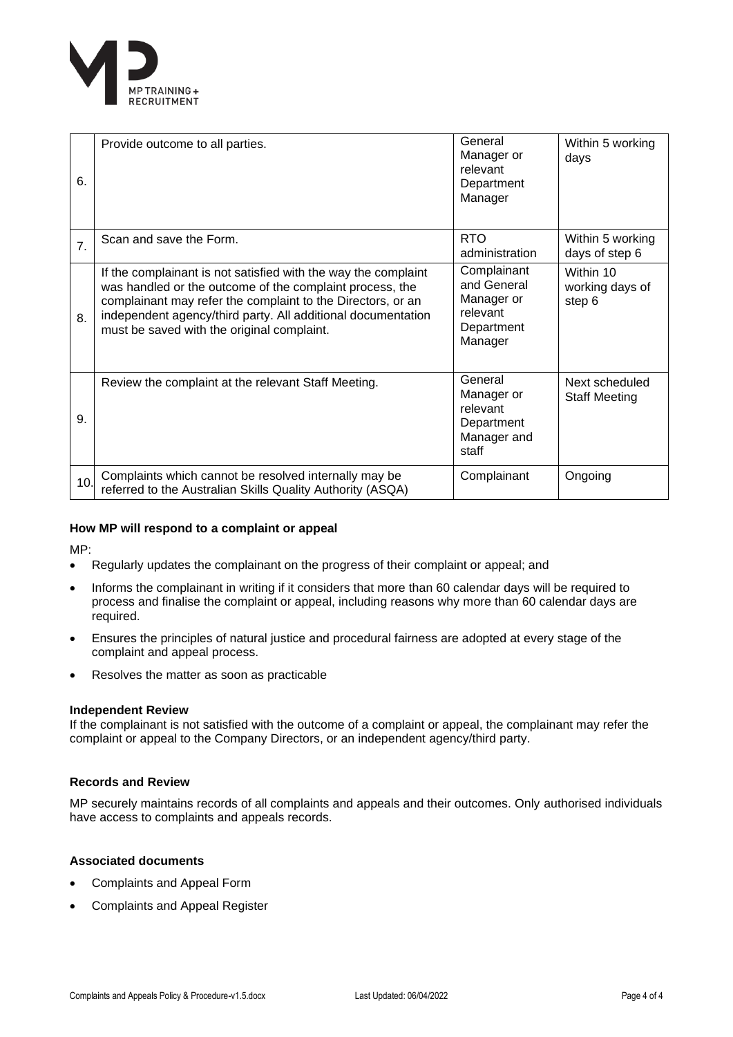| | | | |
|---|---|---|---|
| 6. | Provide outcome to all parties. | General Manager or relevant Department Manager | Within 5 working days |
| 7. | Scan and save the Form. | RTO administration | Within 5 working days of step 6 |
| 8. | If the complainant is not satisfied with the way the complaint was handled or the outcome of the complaint process, the complainant may refer the complaint to the Directors, or an independent agency/third party. All additional documentation must be saved with the original complaint. | Complainant and General Manager or relevant Department Manager | Within 10 working days of step 6 |
| 9. | Review the complaint at the relevant Staff Meeting. | General Manager or relevant Department Manager and staff | Next scheduled Staff Meeting |
| 10. | Complaints which cannot be resolved internally may be referred to the Australian Skills Quality Authority (ASQA) | Complainant | Ongoing |

**How MP will respond to a complaint or appeal**

MP:

- Regularly updates the complainant on the progress of their complaint or appeal; and
- Informs the complainant in writing if it considers that more than 60 calendar days will be required to process and finalise the complaint or appeal, including reasons why more than 60 calendar days are required.
- Ensures the principles of natural justice and procedural fairness are adopted at every stage of the complaint and appeal process.
- Resolves the matter as soon as practicable

**Independent Review**

If the complainant is not satisfied with the outcome of a complaint or appeal, the complainant may refer the complaint or appeal to the Company Directors, or an independent agency/third party.

**Records and Review**

MP securely maintains records of all complaints and appeals and their outcomes. Only authorised individuals have access to complaints and appeals records.

**Associated documents**

- Complaints and Appeal Form
- Complaints and Appeal Register